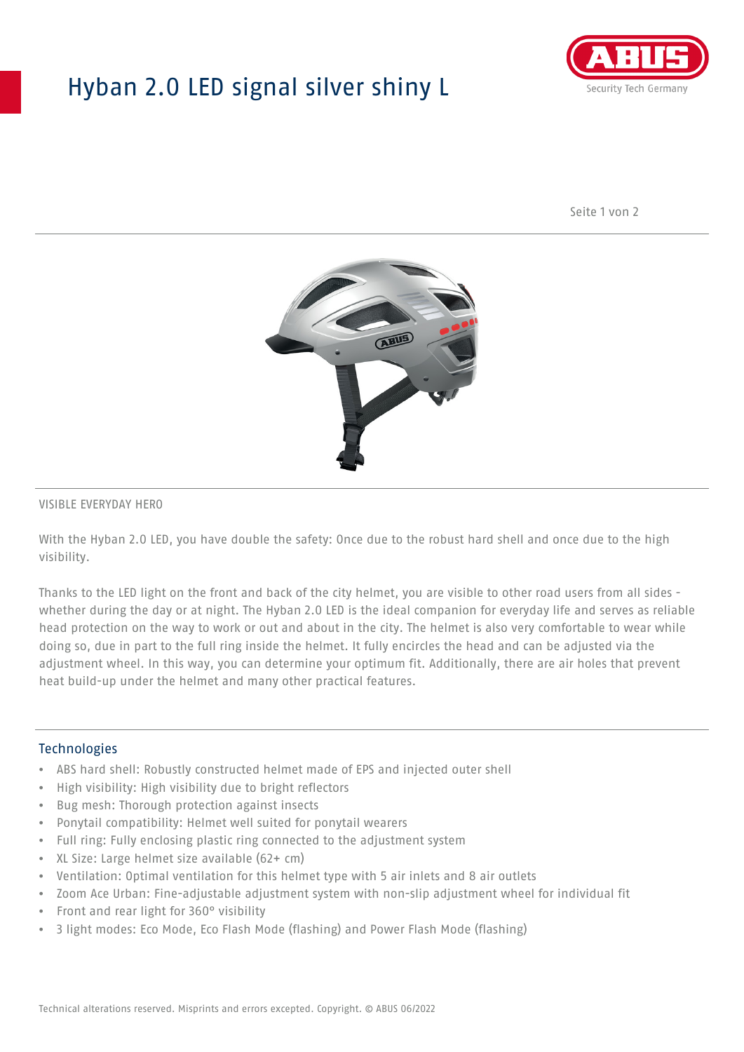# Hyban 2.0 LED signal silver shiny L

VISIBLE EVERYDAY HERO

With the Hyban 2.0 LED, you have double the safety: Once due to the robust hard shell and once due to the high visibility.

Thanks to the LED light on the front and back of the city helmet, you are visible to other road users from all sides - whether during the day or at night. The Hyban 2.0 LED is the ideal companion for everyday life and serves as reliable head protection on the way to work or out and about in the city. The helmet is also very comfortable to wear while doing so, due in part to the full ring inside the helmet. It fully encircles the head and can be adjusted via the adjustment wheel. In this way, you can determine your optimum fit. Additionally, there are air holes that prevent heat build-up under the helmet and many other practical features.

## Technologies

- ABS hard shell: Robustly constructed helmet made of EPS and injected outer shell
- High visibility: High visibility due to bright reflectors
- Bug mesh: Thorough protection against insects
- Ponytail compatibility: Helmet well suited for ponytail wearers
- Full ring: Fully enclosing plastic ring connected to the adjustment system
- XL Size: Large helmet size available (62+ cm)
- Ventilation: Optimal ventilation for this helmet type with 5 air inlets and 8 air outlets
- Zoom Ace Urban: Fine-adjustable adjustment system with non-slip adjustment wheel for individual fit
- Front and rear light for 360° visibility
- 3 light modes: Eco Mode, Eco Flash Mode (flashing) and Power Flash Mode (flashing)

Technical alterations reserved. Misprints and errors excepted. Copyright. © ABUS 06/2022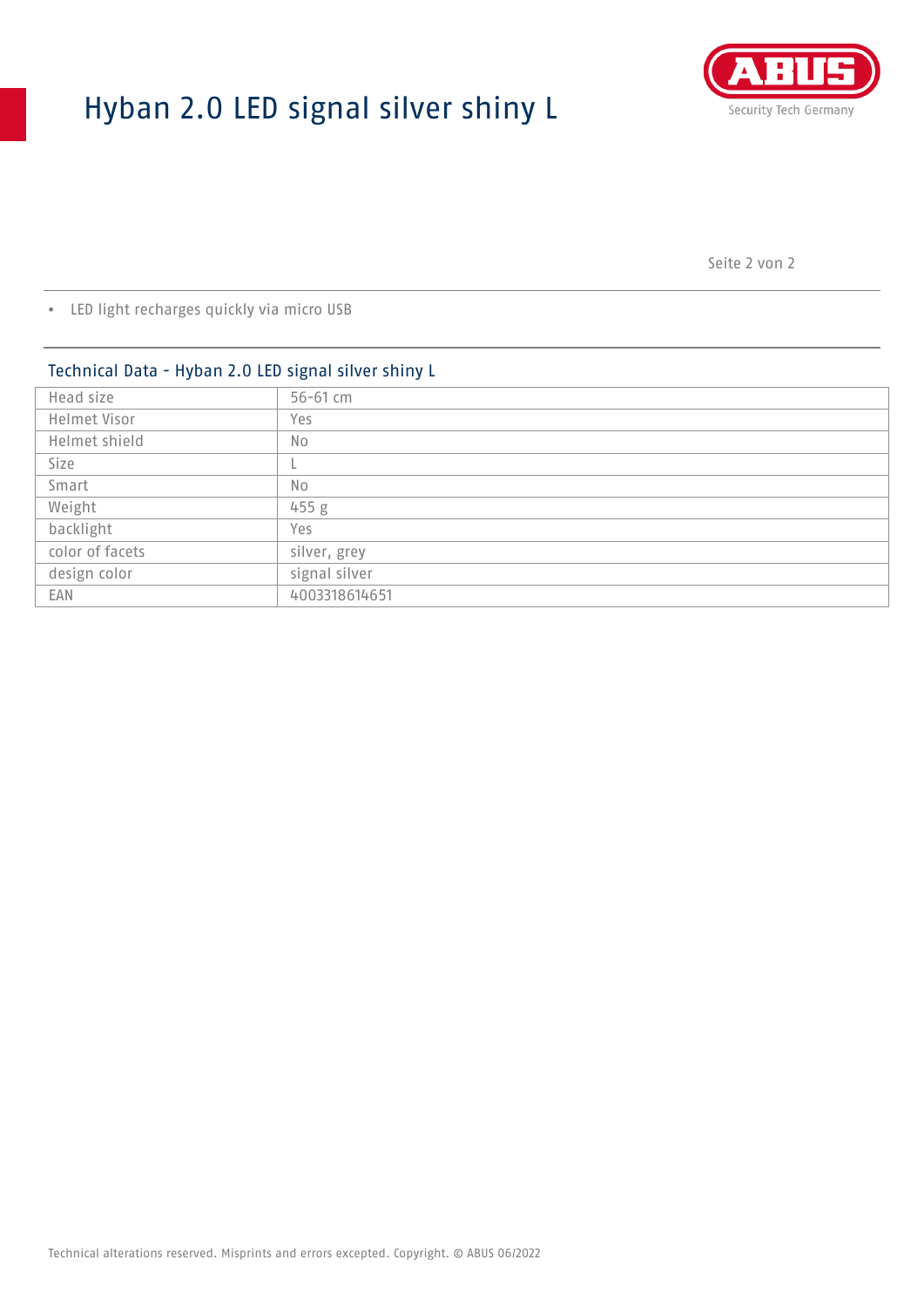# Hyban 2.0 LED signal silver shiny L

- LED light recharges quickly via micro USB

## Technical Data - Hyban 2.0 LED signal silver shiny L

| | |
|---|---|
| Head size | 56-61 cm |
| Helmet Visor | Yes |
| Helmet shield | No |
| Size | L |
| Smart | No |
| Weight | 455 g |
| backlight | Yes |
| color of facets | silver, grey |
| design color | signal silver |
| EAN | 4003318614651 |

Technical alterations reserved. Misprints and errors excepted. Copyright. © ABUS 06/2022